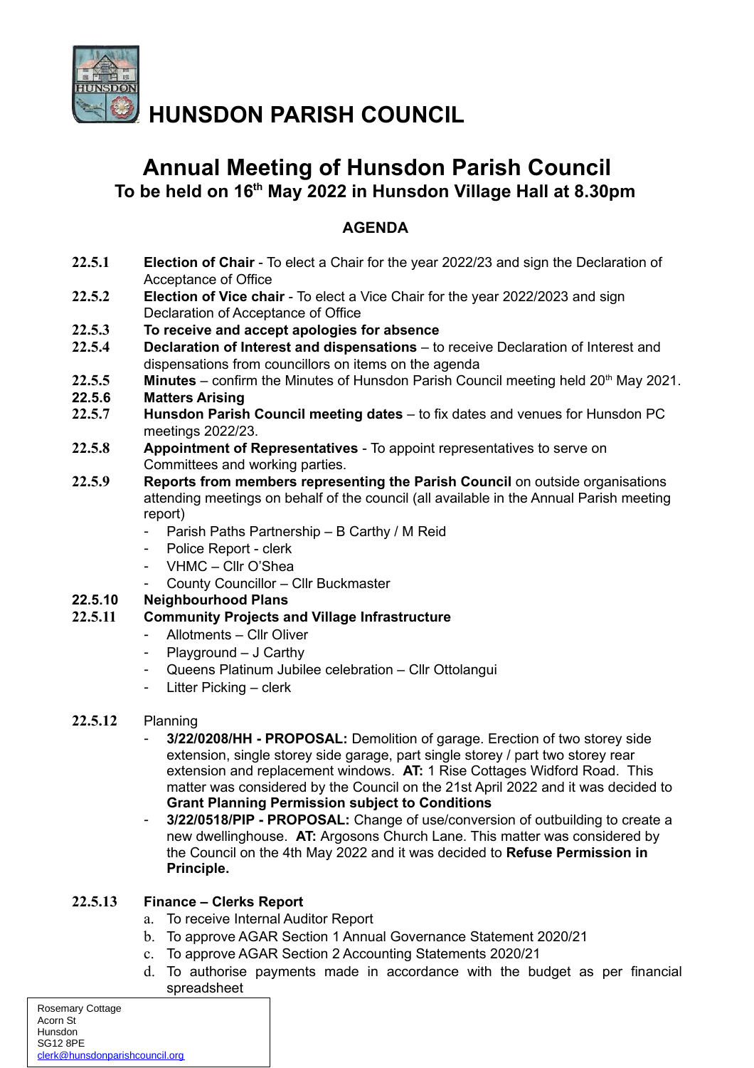# HUNSDON PARISH COUNCIL

## Annual Meeting of Hunsdon Parish Council

### To be held on 16th May 2022 in Hunsdon Village Hall at 8.30pm

### AGENDA

**22.5.1** **Election of Chair** - To elect a Chair for the year 2022/23 and sign the Declaration of Acceptance of Office

**22.5.2** **Election of Vice chair** - To elect a Vice Chair for the year 2022/2023 and sign Declaration of Acceptance of Office

**22.5.3** **To receive and accept apologies for absence**

**22.5.4** **Declaration of Interest and dispensations** – to receive Declaration of Interest and dispensations from councillors on items on the agenda

**22.5.5** **Minutes** – confirm the Minutes of Hunsdon Parish Council meeting held 20th May 2021.

**22.5.6** **Matters Arising**

**22.5.7** **Hunsdon Parish Council meeting dates** – to fix dates and venues for Hunsdon PC meetings 2022/23.

**22.5.8** **Appointment of Representatives** - To appoint representatives to serve on Committees and working parties.

**22.5.9** **Reports from members representing the Parish Council** on outside organisations attending meetings on behalf of the council (all available in the Annual Parish meeting report)

- Parish Paths Partnership – B Carthy / M Reid
- Police Report - clerk
- VHMC – Cllr O'Shea
- County Councillor – Cllr Buckmaster

**22.5.10** **Neighbourhood Plans**

**22.5.11** **Community Projects and Village Infrastructure**

- Allotments – Cllr Oliver
- Playground – J Carthy
- Queens Platinum Jubilee celebration – Cllr Ottolangui
- Litter Picking – clerk

**22.5.12** Planning

- **3/22/0208/HH - PROPOSAL:** Demolition of garage. Erection of two storey side extension, single storey side garage, part single storey / part two storey rear extension and replacement windows. **AT:** 1 Rise Cottages Widford Road. This matter was considered by the Council on the 21st April 2022 and it was decided to **Grant Planning Permission subject to Conditions**
- **3/22/0518/PIP - PROPOSAL:** Change of use/conversion of outbuilding to create a new dwellinghouse. **AT:** Argosons Church Lane. This matter was considered by the Council on the 4th May 2022 and it was decided to **Refuse Permission in Principle.**

**22.5.13** **Finance – Clerks Report**

a. To receive Internal Auditor Report
b. To approve AGAR Section 1 Annual Governance Statement 2020/21
c. To approve AGAR Section 2 Accounting Statements 2020/21
d. To authorise payments made in accordance with the budget as per financial spreadsheet

Rosemary Cottage
Acorn St
Hunsdon
SG12 8PE
clerk@hunsdonparishcouncil.org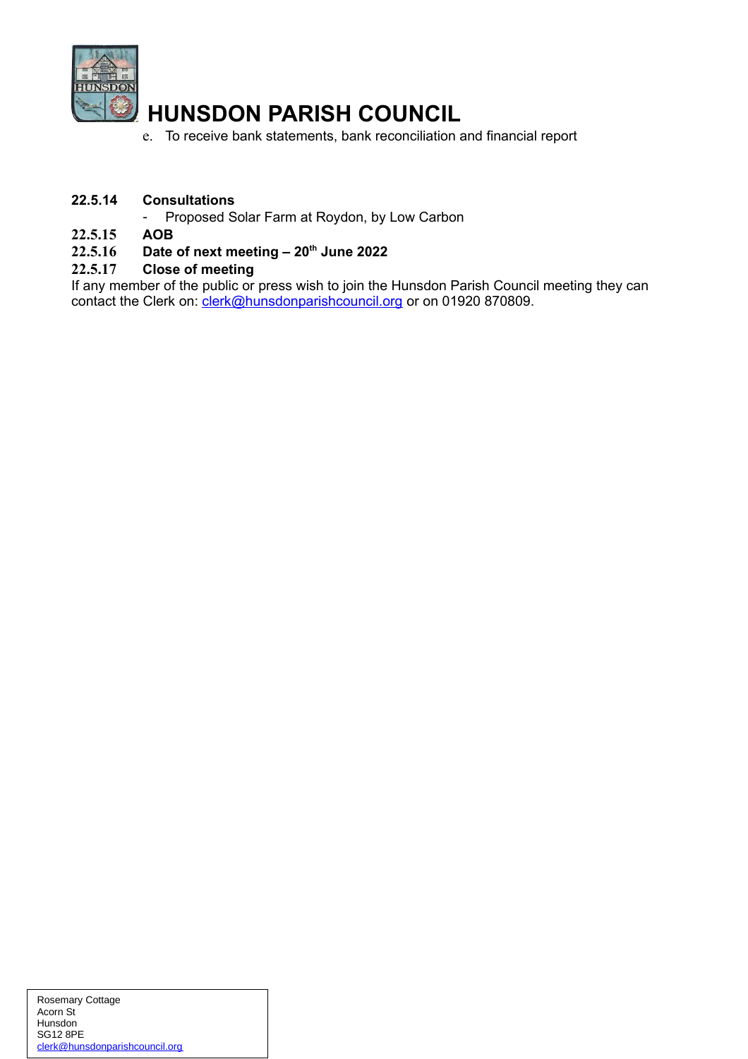# HUNSDON PARISH COUNCIL

e. To receive bank statements, bank reconciliation and financial report

**22.5.14 Consultations**

- Proposed Solar Farm at Roydon, by Low Carbon

**22.5.15 AOB**

**22.5.16 Date of next meeting – 20th June 2022**

**22.5.17 Close of meeting**

If any member of the public or press wish to join the Hunsdon Parish Council meeting they can contact the Clerk on: clerk@hunsdonparishcouncil.org or on 01920 870809.

Rosemary Cottage
Acorn St
Hunsdon
SG12 8PE
clerk@hunsdonparishcouncil.org